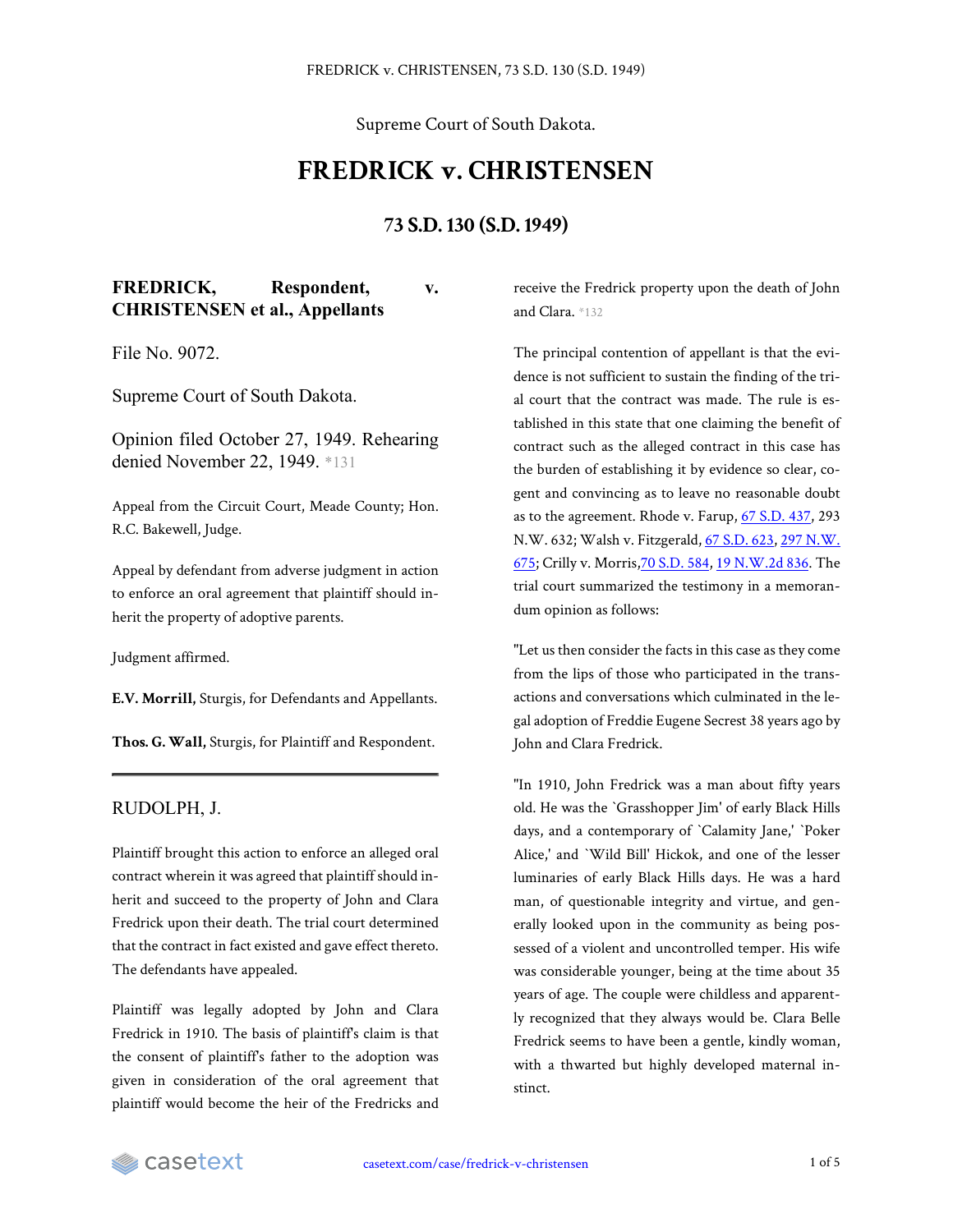Supreme Court of South Dakota.

# FREDRICK v. CHRISTENSEN

## 73 S.D. 130 (S.D. 1949)

**FREDRICK, Respondent, v. CHRISTENSEN et al., Appellants**

File No. 9072.

Supreme Court of South Dakota.

Opinion filed October 27, 1949. Rehearing denied November 22, 1949. *131

Appeal from the Circuit Court, Meade County; Hon. R.C. Bakewell, Judge.

Appeal by defendant from adverse judgment in action to enforce an oral agreement that plaintiff should inherit the property of adoptive parents.

Judgment affirmed.

**E.V. Morrill,** Sturgis, for Defendants and Appellants.

**Thos. G. Wall,** Sturgis, for Plaintiff and Respondent.

---

RUDOLPH, J.

Plaintiff brought this action to enforce an alleged oral contract wherein it was agreed that plaintiff should inherit and succeed to the property of John and Clara Fredrick upon their death. The trial court determined that the contract in fact existed and gave effect thereto. The defendants have appealed.

Plaintiff was legally adopted by John and Clara Fredrick in 1910. The basis of plaintiff's claim is that the consent of plaintiff's father to the adoption was given in consideration of the oral agreement that plaintiff would become the heir of the Fredricks and receive the Fredrick property upon the death of John and Clara. *132

The principal contention of appellant is that the evidence is not sufficient to sustain the finding of the trial court that the contract was made. The rule is established in this state that one claiming the benefit of contract such as the alleged contract in this case has the burden of establishing it by evidence so clear, cogent and convincing as to leave no reasonable doubt as to the agreement. Rhode v. Farup, 67 S.D. 437, 293 N.W. 632; Walsh v. Fitzgerald, 67 S.D. 623, 297 N.W. 675; Crilly v. Morris, 70 S.D. 584, 19 N.W.2d 836. The trial court summarized the testimony in a memorandum opinion as follows:

"Let us then consider the facts in this case as they come from the lips of those who participated in the transactions and conversations which culminated in the legal adoption of Freddie Eugene Secrest 38 years ago by John and Clara Fredrick.

"In 1910, John Fredrick was a man about fifty years old. He was the `Grasshopper Jim' of early Black Hills days, and a contemporary of `Calamity Jane,' `Poker Alice,' and `Wild Bill' Hickok, and one of the lesser luminaries of early Black Hills days. He was a hard man, of questionable integrity and virtue, and generally looked upon in the community as being possessed of a violent and uncontrolled temper. His wife was considerable younger, being at the time about 35 years of age. The couple were childless and apparently recognized that they always would be. Clara Belle Fredrick seems to have been a gentle, kindly woman, with a thwarted but highly developed maternal instinct.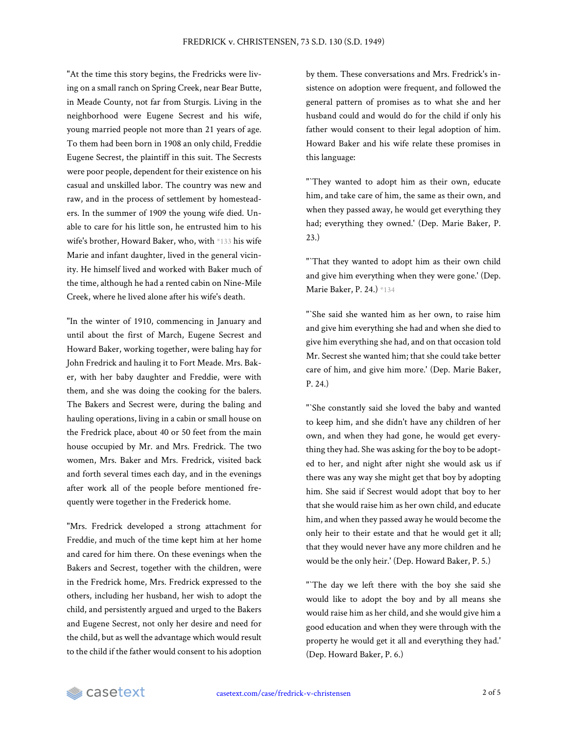"At the time this story begins, the Fredricks were living on a small ranch on Spring Creek, near Bear Butte, in Meade County, not far from Sturgis. Living in the neighborhood were Eugene Secrest and his wife, young married people not more than 21 years of age. To them had been born in 1908 an only child, Freddie Eugene Secrest, the plaintiff in this suit. The Secrests were poor people, dependent for their existence on his casual and unskilled labor. The country was new and raw, and in the process of settlement by homesteaders. In the summer of 1909 the young wife died. Unable to care for his little son, he entrusted him to his wife's brother, Howard Baker, who, with *133 his wife Marie and infant daughter, lived in the general vicinity. He himself lived and worked with Baker much of the time, although he had a rented cabin on Nine-Mile Creek, where he lived alone after his wife's death.

"In the winter of 1910, commencing in January and until about the first of March, Eugene Secrest and Howard Baker, working together, were baling hay for John Fredrick and hauling it to Fort Meade. Mrs. Baker, with her baby daughter and Freddie, were with them, and she was doing the cooking for the balers. The Bakers and Secrest were, during the baling and hauling operations, living in a cabin or small house on the Fredrick place, about 40 or 50 feet from the main house occupied by Mr. and Mrs. Fredrick. The two women, Mrs. Baker and Mrs. Fredrick, visited back and forth several times each day, and in the evenings after work all of the people before mentioned frequently were together in the Frederick home.

"Mrs. Fredrick developed a strong attachment for Freddie, and much of the time kept him at her home and cared for him there. On these evenings when the Bakers and Secrest, together with the children, were in the Fredrick home, Mrs. Fredrick expressed to the others, including her husband, her wish to adopt the child, and persistently argued and urged to the Bakers and Eugene Secrest, not only her desire and need for the child, but as well the advantage which would result to the child if the father would consent to his adoption by them. These conversations and Mrs. Fredrick's insistence on adoption were frequent, and followed the general pattern of promises as to what she and her husband could and would do for the child if only his father would consent to their legal adoption of him. Howard Baker and his wife relate these promises in this language:

"`They wanted to adopt him as their own, educate him, and take care of him, the same as their own, and when they passed away, he would get everything they had; everything they owned.' (Dep. Marie Baker, P. 23.)

"`That they wanted to adopt him as their own child and give him everything when they were gone.' (Dep. Marie Baker, P. 24.) *134

"`She said she wanted him as her own, to raise him and give him everything she had and when she died to give him everything she had, and on that occasion told Mr. Secrest she wanted him; that she could take better care of him, and give him more.' (Dep. Marie Baker, P. 24.)

"`She constantly said she loved the baby and wanted to keep him, and she didn't have any children of her own, and when they had gone, he would get everything they had. She was asking for the boy to be adopted to her, and night after night she would ask us if there was any way she might get that boy by adopting him. She said if Secrest would adopt that boy to her that she would raise him as her own child, and educate him, and when they passed away he would become the only heir to their estate and that he would get it all; that they would never have any more children and he would be the only heir.' (Dep. Howard Baker, P. 5.)

"`The day we left there with the boy she said she would like to adopt the boy and by all means she would raise him as her child, and she would give him a good education and when they were through with the property he would get it all and everything they had.' (Dep. Howard Baker, P. 6.)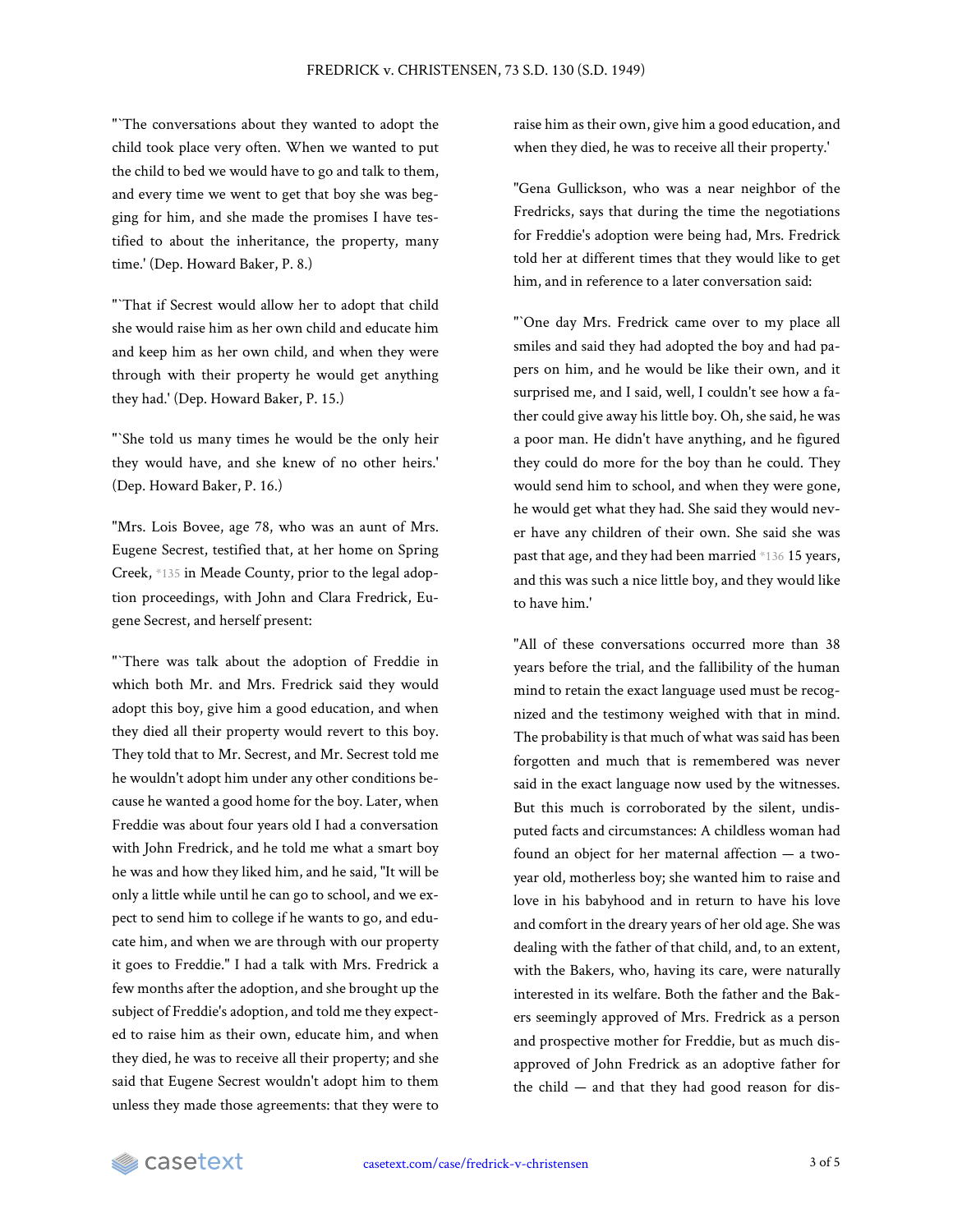"`The conversations about they wanted to adopt the child took place very often. When we wanted to put the child to bed we would have to go and talk to them, and every time we went to get that boy she was begging for him, and she made the promises I have testified to about the inheritance, the property, many time.' (Dep. Howard Baker, P. 8.)

"`That if Secrest would allow her to adopt that child she would raise him as her own child and educate him and keep him as her own child, and when they were through with their property he would get anything they had.' (Dep. Howard Baker, P. 15.)

"`She told us many times he would be the only heir they would have, and she knew of no other heirs.' (Dep. Howard Baker, P. 16.)

"Mrs. Lois Bovee, age 78, who was an aunt of Mrs. Eugene Secrest, testified that, at her home on Spring Creek, *135 in Meade County, prior to the legal adoption proceedings, with John and Clara Fredrick, Eugene Secrest, and herself present:

"`There was talk about the adoption of Freddie in which both Mr. and Mrs. Fredrick said they would adopt this boy, give him a good education, and when they died all their property would revert to this boy. They told that to Mr. Secrest, and Mr. Secrest told me he wouldn't adopt him under any other conditions because he wanted a good home for the boy. Later, when Freddie was about four years old I had a conversation with John Fredrick, and he told me what a smart boy he was and how they liked him, and he said, "It will be only a little while until he can go to school, and we expect to send him to college if he wants to go, and educate him, and when we are through with our property it goes to Freddie." I had a talk with Mrs. Fredrick a few months after the adoption, and she brought up the subject of Freddie's adoption, and told me they expected to raise him as their own, educate him, and when they died, he was to receive all their property; and she said that Eugene Secrest wouldn't adopt him to them unless they made those agreements: that they were to raise him as their own, give him a good education, and when they died, he was to receive all their property.'

"Gena Gullickson, who was a near neighbor of the Fredricks, says that during the time the negotiations for Freddie's adoption were being had, Mrs. Fredrick told her at different times that they would like to get him, and in reference to a later conversation said:

"`One day Mrs. Fredrick came over to my place all smiles and said they had adopted the boy and had papers on him, and he would be like their own, and it surprised me, and I said, well, I couldn't see how a father could give away his little boy. Oh, she said, he was a poor man. He didn't have anything, and he figured they could do more for the boy than he could. They would send him to school, and when they were gone, he would get what they had. She said they would never have any children of their own. She said she was past that age, and they had been married *136 15 years, and this was such a nice little boy, and they would like to have him.'

"All of these conversations occurred more than 38 years before the trial, and the fallibility of the human mind to retain the exact language used must be recognized and the testimony weighed with that in mind. The probability is that much of what was said has been forgotten and much that is remembered was never said in the exact language now used by the witnesses. But this much is corroborated by the silent, undisputed facts and circumstances: A childless woman had found an object for her maternal affection — a two-year old, motherless boy; she wanted him to raise and love in his babyhood and in return to have his love and comfort in the dreary years of her old age. She was dealing with the father of that child, and, to an extent, with the Bakers, who, having its care, were naturally interested in its welfare. Both the father and the Bakers seemingly approved of Mrs. Fredrick as a person and prospective mother for Freddie, but as much disapproved of John Fredrick as an adoptive father for the child — and that they had good reason for dis-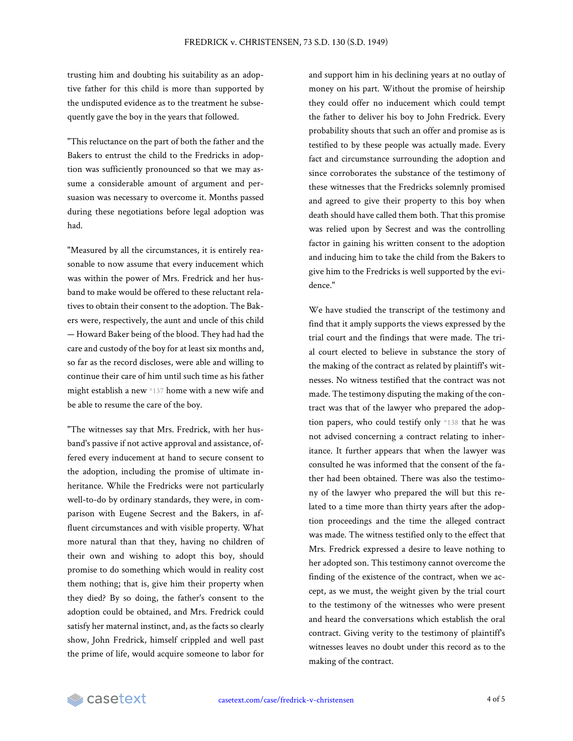trusting him and doubting his suitability as an adoptive father for this child is more than supported by the undisputed evidence as to the treatment he subsequently gave the boy in the years that followed.

"This reluctance on the part of both the father and the Bakers to entrust the child to the Fredricks in adoption was sufficiently pronounced so that we may assume a considerable amount of argument and persuasion was necessary to overcome it. Months passed during these negotiations before legal adoption was had.

"Measured by all the circumstances, it is entirely reasonable to now assume that every inducement which was within the power of Mrs. Fredrick and her husband to make would be offered to these reluctant relatives to obtain their consent to the adoption. The Bakers were, respectively, the aunt and uncle of this child — Howard Baker being of the blood. They had had the care and custody of the boy for at least six months and, so far as the record discloses, were able and willing to continue their care of him until such time as his father might establish a new *137 home with a new wife and be able to resume the care of the boy.

"The witnesses say that Mrs. Fredrick, with her husband's passive if not active approval and assistance, offered every inducement at hand to secure consent to the adoption, including the promise of ultimate inheritance. While the Fredricks were not particularly well-to-do by ordinary standards, they were, in comparison with Eugene Secrest and the Bakers, in affluent circumstances and with visible property. What more natural than that they, having no children of their own and wishing to adopt this boy, should promise to do something which would in reality cost them nothing; that is, give him their property when they died? By so doing, the father's consent to the adoption could be obtained, and Mrs. Fredrick could satisfy her maternal instinct, and, as the facts so clearly show, John Fredrick, himself crippled and well past the prime of life, would acquire someone to labor for and support him in his declining years at no outlay of money on his part. Without the promise of heirship they could offer no inducement which could tempt the father to deliver his boy to John Fredrick. Every probability shouts that such an offer and promise as is testified to by these people was actually made. Every fact and circumstance surrounding the adoption and since corroborates the substance of the testimony of these witnesses that the Fredricks solemnly promised and agreed to give their property to this boy when death should have called them both. That this promise was relied upon by Secrest and was the controlling factor in gaining his written consent to the adoption and inducing him to take the child from the Bakers to give him to the Fredricks is well supported by the evidence."

We have studied the transcript of the testimony and find that it amply supports the views expressed by the trial court and the findings that were made. The trial court elected to believe in substance the story of the making of the contract as related by plaintiff's witnesses. No witness testified that the contract was not made. The testimony disputing the making of the contract was that of the lawyer who prepared the adoption papers, who could testify only *138 that he was not advised concerning a contract relating to inheritance. It further appears that when the lawyer was consulted he was informed that the consent of the father had been obtained. There was also the testimony of the lawyer who prepared the will but this related to a time more than thirty years after the adoption proceedings and the time the alleged contract was made. The witness testified only to the effect that Mrs. Fredrick expressed a desire to leave nothing to her adopted son. This testimony cannot overcome the finding of the existence of the contract, when we accept, as we must, the weight given by the trial court to the testimony of the witnesses who were present and heard the conversations which establish the oral contract. Giving verity to the testimony of plaintiff's witnesses leaves no doubt under this record as to the making of the contract.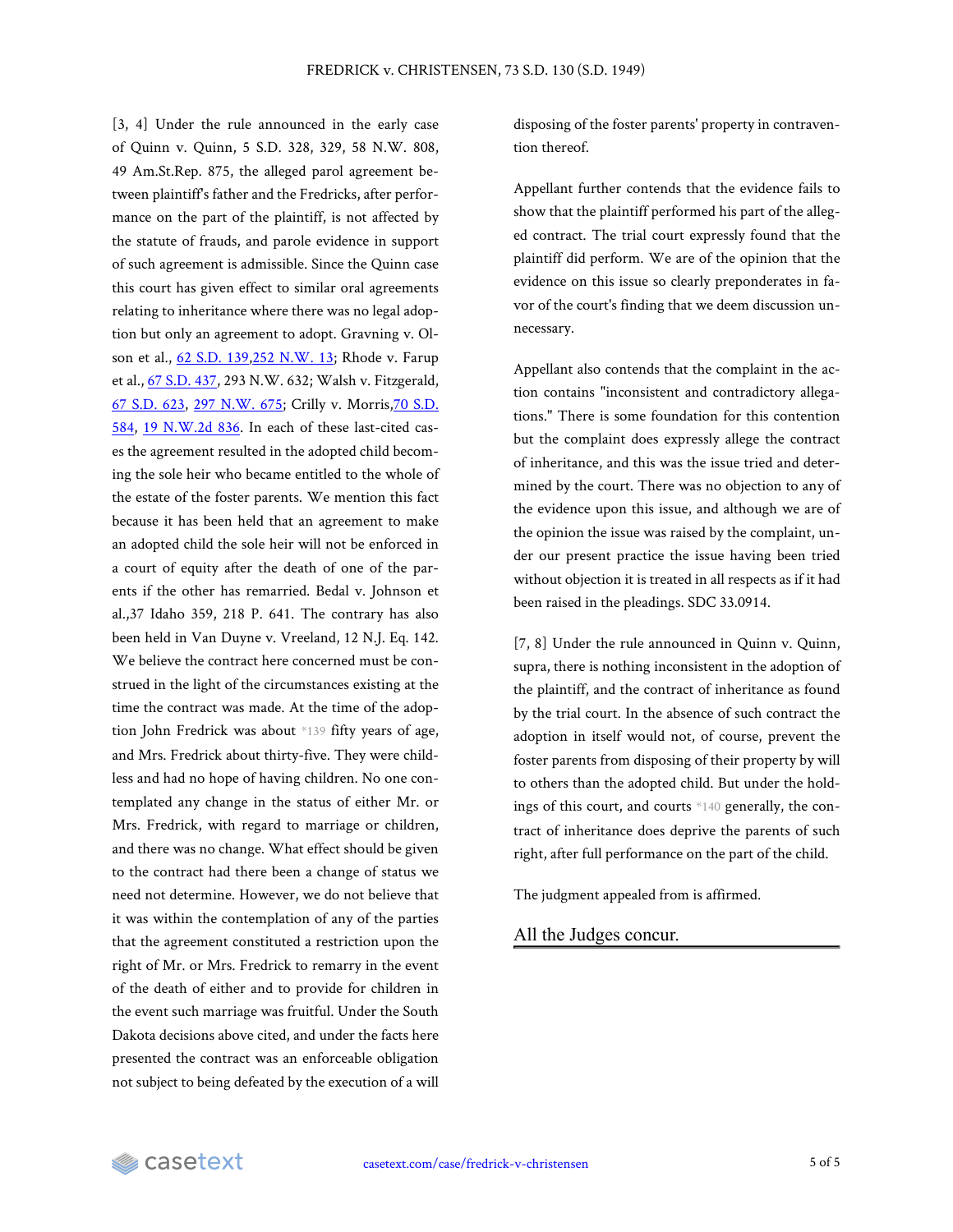[3, 4] Under the rule announced in the early case of Quinn v. Quinn, 5 S.D. 328, 329, 58 N.W. 808, 49 Am.St.Rep. 875, the alleged parol agreement between plaintiff's father and the Fredricks, after performance on the part of the plaintiff, is not affected by the statute of frauds, and parole evidence in support of such agreement is admissible. Since the Quinn case this court has given effect to similar oral agreements relating to inheritance where there was no legal adoption but only an agreement to adopt. Gravning v. Olson et al., 62 S.D. 139,252 N.W. 13; Rhode v. Farup et al., 67 S.D. 437, 293 N.W. 632; Walsh v. Fitzgerald, 67 S.D. 623, 297 N.W. 675; Crilly v. Morris,70 S.D. 584, 19 N.W.2d 836. In each of these last-cited cases the agreement resulted in the adopted child becoming the sole heir who became entitled to the whole of the estate of the foster parents. We mention this fact because it has been held that an agreement to make an adopted child the sole heir will not be enforced in a court of equity after the death of one of the parents if the other has remarried. Bedal v. Johnson et al.,37 Idaho 359, 218 P. 641. The contrary has also been held in Van Duyne v. Vreeland, 12 N.J. Eq. 142. We believe the contract here concerned must be construed in the light of the circumstances existing at the time the contract was made. At the time of the adoption John Fredrick was about *139 fifty years of age, and Mrs. Fredrick about thirty-five. They were childless and had no hope of having children. No one contemplated any change in the status of either Mr. or Mrs. Fredrick, with regard to marriage or children, and there was no change. What effect should be given to the contract had there been a change of status we need not determine. However, we do not believe that it was within the contemplation of any of the parties that the agreement constituted a restriction upon the right of Mr. or Mrs. Fredrick to remarry in the event of the death of either and to provide for children in the event such marriage was fruitful. Under the South Dakota decisions above cited, and under the facts here presented the contract was an enforceable obligation not subject to being defeated by the execution of a will disposing of the foster parents' property in contravention thereof.

Appellant further contends that the evidence fails to show that the plaintiff performed his part of the alleged contract. The trial court expressly found that the plaintiff did perform. We are of the opinion that the evidence on this issue so clearly preponderates in favor of the court's finding that we deem discussion unnecessary.

Appellant also contends that the complaint in the action contains "inconsistent and contradictory allegations." There is some foundation for this contention but the complaint does expressly allege the contract of inheritance, and this was the issue tried and determined by the court. There was no objection to any of the evidence upon this issue, and although we are of the opinion the issue was raised by the complaint, under our present practice the issue having been tried without objection it is treated in all respects as if it had been raised in the pleadings. SDC 33.0914.

[7, 8] Under the rule announced in Quinn v. Quinn, supra, there is nothing inconsistent in the adoption of the plaintiff, and the contract of inheritance as found by the trial court. In the absence of such contract the adoption in itself would not, of course, prevent the foster parents from disposing of their property by will to others than the adopted child. But under the holdings of this court, and courts *140 generally, the contract of inheritance does deprive the parents of such right, after full performance on the part of the child.

The judgment appealed from is affirmed.

All the Judges concur.